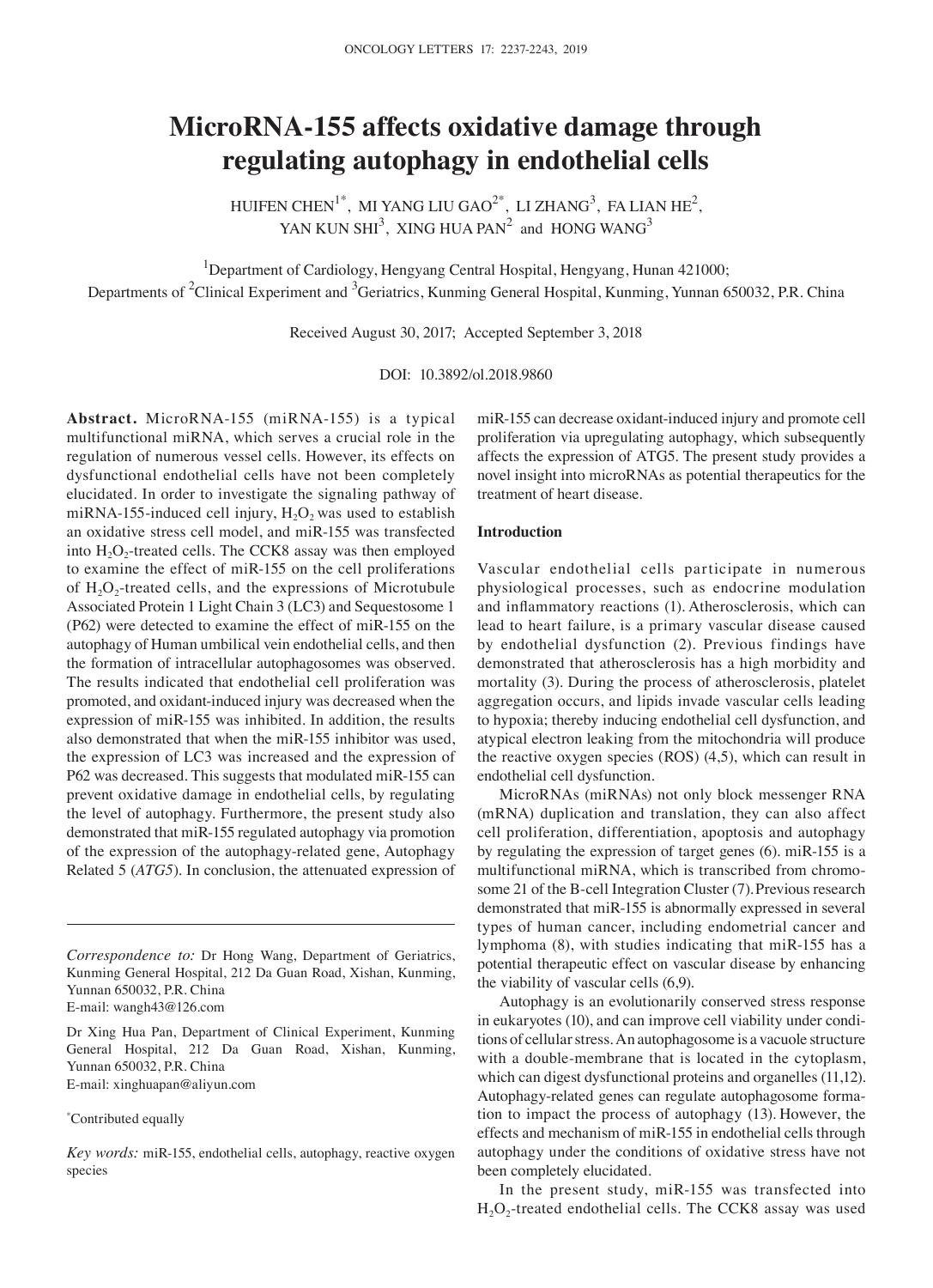# MicroRNA-155 affects oxidative damage through regulating autophagy in endothelial cells

HUIFEN CHEN[1*], MI YANG LIU GAO[2*], LI ZHANG[3], FA LIAN HE[2], YAN KUN SHI[3], XING HUA PAN[2] and HONG WANG[3]

[1]Department of Cardiology, Hengyang Central Hospital, Hengyang, Hunan 421000; Departments of [2]Clinical Experiment and [3]Geriatrics, Kunming General Hospital, Kunming, Yunnan 650032, P.R. China

Received August 30, 2017; Accepted September 3, 2018

DOI: 10.3892/ol.2018.9860

**Abstract.** MicroRNA-155 (miRNA-155) is a typical multifunctional miRNA, which serves a crucial role in the regulation of numerous vessel cells. However, its effects on dysfunctional endothelial cells have not been completely elucidated. In order to investigate the signaling pathway of miRNA-155-induced cell injury, $H_2O_2$ was used to establish an oxidative stress cell model, and miR-155 was transfected into $H_2O_2$-treated cells. The CCK8 assay was then employed to examine the effect of miR-155 on the cell proliferations of $H_2O_2$-treated cells, and the expressions of Microtubule Associated Protein 1 Light Chain 3 (LC3) and Sequestosome 1 (P62) were detected to examine the effect of miR-155 on the autophagy of Human umbilical vein endothelial cells, and then the formation of intracellular autophagosomes was observed. The results indicated that endothelial cell proliferation was promoted, and oxidant-induced injury was decreased when the expression of miR-155 was inhibited. In addition, the results also demonstrated that when the miR-155 inhibitor was used, the expression of LC3 was increased and the expression of P62 was decreased. This suggests that modulated miR-155 can prevent oxidative damage in endothelial cells, by regulating the level of autophagy. Furthermore, the present study also demonstrated that miR-155 regulated autophagy via promotion of the expression of the autophagy-related gene, Autophagy Related 5 (*ATG5*). In conclusion, the attenuated expression of miR-155 can decrease oxidant-induced injury and promote cell proliferation via upregulating autophagy, which subsequently affects the expression of ATG5. The present study provides a novel insight into microRNAs as potential therapeutics for the treatment of heart disease.

*Correspondence to:* Dr Hong Wang, Department of Geriatrics, Kunming General Hospital, 212 Da Guan Road, Xishan, Kunming, Yunnan 650032, P.R. China
E-mail: wangh43@126.com

Dr Xing Hua Pan, Department of Clinical Experiment, Kunming General Hospital, 212 Da Guan Road, Xishan, Kunming, Yunnan 650032, P.R. China
E-mail: xinghuapan@aliyun.com

*Contributed equally

*Key words:* miR-155, endothelial cells, autophagy, reactive oxygen species

## Introduction

Vascular endothelial cells participate in numerous physiological processes, such as endocrine modulation and inflammatory reactions (1). Atherosclerosis, which can lead to heart failure, is a primary vascular disease caused by endothelial dysfunction (2). Previous findings have demonstrated that atherosclerosis has a high morbidity and mortality (3). During the process of atherosclerosis, platelet aggregation occurs, and lipids invade vascular cells leading to hypoxia; thereby inducing endothelial cell dysfunction, and atypical electron leaking from the mitochondria will produce the reactive oxygen species (ROS) (4,5), which can result in endothelial cell dysfunction.

MicroRNAs (miRNAs) not only block messenger RNA (mRNA) duplication and translation, they can also affect cell proliferation, differentiation, apoptosis and autophagy by regulating the expression of target genes (6). miR-155 is a multifunctional miRNA, which is transcribed from chromosome 21 of the B-cell Integration Cluster (7). Previous research demonstrated that miR-155 is abnormally expressed in several types of human cancer, including endometrial cancer and lymphoma (8), with studies indicating that miR-155 has a potential therapeutic effect on vascular disease by enhancing the viability of vascular cells (6,9).

Autophagy is an evolutionarily conserved stress response in eukaryotes (10), and can improve cell viability under conditions of cellular stress. An autophagosome is a vacuole structure with a double-membrane that is located in the cytoplasm, which can digest dysfunctional proteins and organelles (11,12). Autophagy-related genes can regulate autophagosome formation to impact the process of autophagy (13). However, the effects and mechanism of miR-155 in endothelial cells through autophagy under the conditions of oxidative stress have not been completely elucidated.

In the present study, miR-155 was transfected into $H_2O_2$-treated endothelial cells. The CCK8 assay was used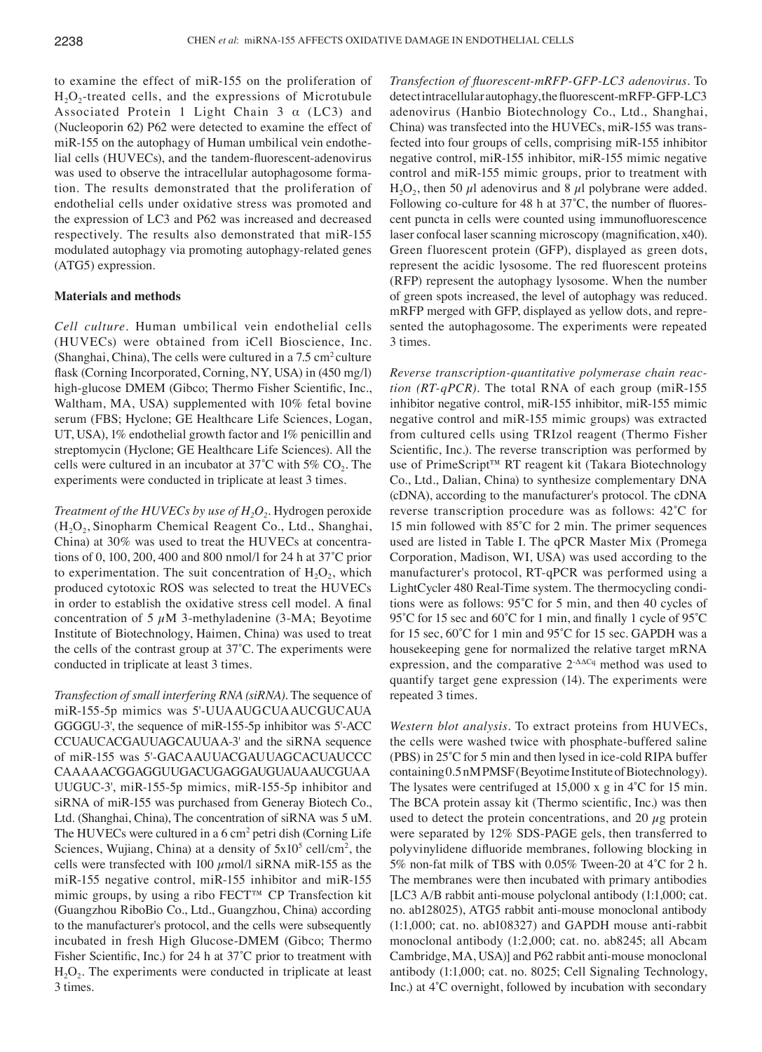to examine the effect of miR-155 on the proliferation of $H_2O_2$-treated cells, and the expressions of Microtubule Associated Protein 1 Light Chain 3 α (LC3) and (Nucleoporin 62) P62 were detected to examine the effect of miR-155 on the autophagy of Human umbilical vein endothelial cells (HUVECs), and the tandem-fluorescent-adenovirus was used to observe the intracellular autophagosome formation. The results demonstrated that the proliferation of endothelial cells under oxidative stress was promoted and the expression of LC3 and P62 was increased and decreased respectively. The results also demonstrated that miR-155 modulated autophagy via promoting autophagy-related genes (ATG5) expression.

## Materials and methods

*Cell culture.* Human umbilical vein endothelial cells (HUVECs) were obtained from iCell Bioscience, Inc. (Shanghai, China), The cells were cultured in a 7.5 $cm^2$ culture flask (Corning Incorporated, Corning, NY, USA) in (450 mg/l) high-glucose DMEM (Gibco; Thermo Fisher Scientific, Inc., Waltham, MA, USA) supplemented with 10% fetal bovine serum (FBS; Hyclone; GE Healthcare Life Sciences, Logan, UT, USA), 1% endothelial growth factor and 1% penicillin and streptomycin (Hyclone; GE Healthcare Life Sciences). All the cells were cultured in an incubator at 37˚C with 5% $CO_2$. The experiments were conducted in triplicate at least 3 times.

*Treatment of the HUVECs by use of $H_2O_2$.* Hydrogen peroxide ($H_2O_2$, Sinopharm Chemical Reagent Co., Ltd., Shanghai, China) at 30% was used to treat the HUVECs at concentrations of 0, 100, 200, 400 and 800 nmol/l for 24 h at 37˚C prior to experimentation. The suit concentration of $H_2O_2$, which produced cytotoxic ROS was selected to treat the HUVECs in order to establish the oxidative stress cell model. A final concentration of 5 $\mu$M 3-methyladenine (3-MA; Beyotime Institute of Biotechnology, Haimen, China) was used to treat the cells of the contrast group at 37˚C. The experiments were conducted in triplicate at least 3 times.

*Transfection of small interfering RNA (siRNA).* The sequence of miR-155-5p mimics was 5'-UUAAUGCUAAUCGUCAUA GGGGU-3', the sequence of miR-155-5p inhibitor was 5'-ACC CCUAUCACGAUUAGCAUUAA-3' and the siRNA sequence of miR-155 was 5'-GACAAUUACGAUUAGCACUAUCCC CAAAAACGGAGGUUGACUGAGGAUGUAUAAUCGUAA UUGUC-3', miR-155-5p mimics, miR-155-5p inhibitor and siRNA of miR-155 was purchased from Generay Biotech Co., Ltd. (Shanghai, China), The concentration of siRNA was 5 uM. The HUVECs were cultured in a 6 $cm^2$ petri dish (Corning Life Sciences, Wujiang, China) at a density of $5x10^5$ cell/$cm^2$, the cells were transfected with 100 $\mu$mol/l siRNA miR-155 as the miR-155 negative control, miR-155 inhibitor and miR-155 mimic groups, by using a ribo FECT™ CP Transfection kit (Guangzhou RiboBio Co., Ltd., Guangzhou, China) according to the manufacturer's protocol, and the cells were subsequently incubated in fresh High Glucose-DMEM (Gibco; Thermo Fisher Scientific, Inc.) for 24 h at 37˚C prior to treatment with $H_2O_2$. The experiments were conducted in triplicate at least 3 times.

*Transfection of fluorescent-mRFP-GFP-LC3 adenovirus.* To detect intracellular autophagy, the fluorescent-mRFP-GFP-LC3 adenovirus (Hanbio Biotechnology Co., Ltd., Shanghai, China) was transfected into the HUVECs, miR-155 was transfected into four groups of cells, comprising miR-155 inhibitor negative control, miR-155 inhibitor, miR-155 mimic negative control and miR-155 mimic groups, prior to treatment with $H_2O_2$, then 50 $\mu$l adenovirus and 8 $\mu$l polybrane were added. Following co-culture for 48 h at 37˚C, the number of fluorescent puncta in cells were counted using immunofluorescence laser confocal laser scanning microscopy (magnification, x40). Green fluorescent protein (GFP), displayed as green dots, represent the acidic lysosome. The red fluorescent proteins (RFP) represent the autophagy lysosome. When the number of green spots increased, the level of autophagy was reduced. mRFP merged with GFP, displayed as yellow dots, and represented the autophagosome. The experiments were repeated 3 times.

*Reverse transcription-quantitative polymerase chain reaction (RT-qPCR).* The total RNA of each group (miR-155 inhibitor negative control, miR-155 inhibitor, miR-155 mimic negative control and miR-155 mimic groups) was extracted from cultured cells using TRIzol reagent (Thermo Fisher Scientific, Inc.). The reverse transcription was performed by use of PrimeScript™ RT reagent kit (Takara Biotechnology Co., Ltd., Dalian, China) to synthesize complementary DNA (cDNA), according to the manufacturer's protocol. The cDNA reverse transcription procedure was as follows: 42˚C for 15 min followed with 85˚C for 2 min. The primer sequences used are listed in Table I. The qPCR Master Mix (Promega Corporation, Madison, WI, USA) was used according to the manufacturer's protocol, RT-qPCR was performed using a LightCycler 480 Real-Time system. The thermocycling conditions were as follows: 95˚C for 5 min, and then 40 cycles of 95˚C for 15 sec and 60˚C for 1 min, and finally 1 cycle of 95˚C for 15 sec, 60˚C for 1 min and 95˚C for 15 sec. GAPDH was a housekeeping gene for normalized the relative target mRNA expression, and the comparative $2^{-\Delta\Delta Cq}$ method was used to quantify target gene expression (14). The experiments were repeated 3 times.

*Western blot analysis.* To extract proteins from HUVECs, the cells were washed twice with phosphate-buffered saline (PBS) in 25˚C for 5 min and then lysed in ice-cold RIPA buffer containing 0.5 nM PMSF (Beyotime Institute of Biotechnology). The lysates were centrifuged at 15,000 x g in 4˚C for 15 min. The BCA protein assay kit (Thermo scientific, Inc.) was then used to detect the protein concentrations, and 20 $\mu$g protein were separated by 12% SDS-PAGE gels, then transferred to polyvinylidene difluoride membranes, following blocking in 5% non-fat milk of TBS with 0.05% Tween-20 at 4˚C for 2 h. The membranes were then incubated with primary antibodies [LC3 A/B rabbit anti-mouse polyclonal antibody (1:1,000; cat. no. ab128025), ATG5 rabbit anti-mouse monoclonal antibody (1:1,000; cat. no. ab108327) and GAPDH mouse anti-rabbit monoclonal antibody (1:2,000; cat. no. ab8245; all Abcam Cambridge, MA, USA)] and P62 rabbit anti-mouse monoclonal antibody (1:1,000; cat. no. 8025; Cell Signaling Technology, Inc.) at 4˚C overnight, followed by incubation with secondary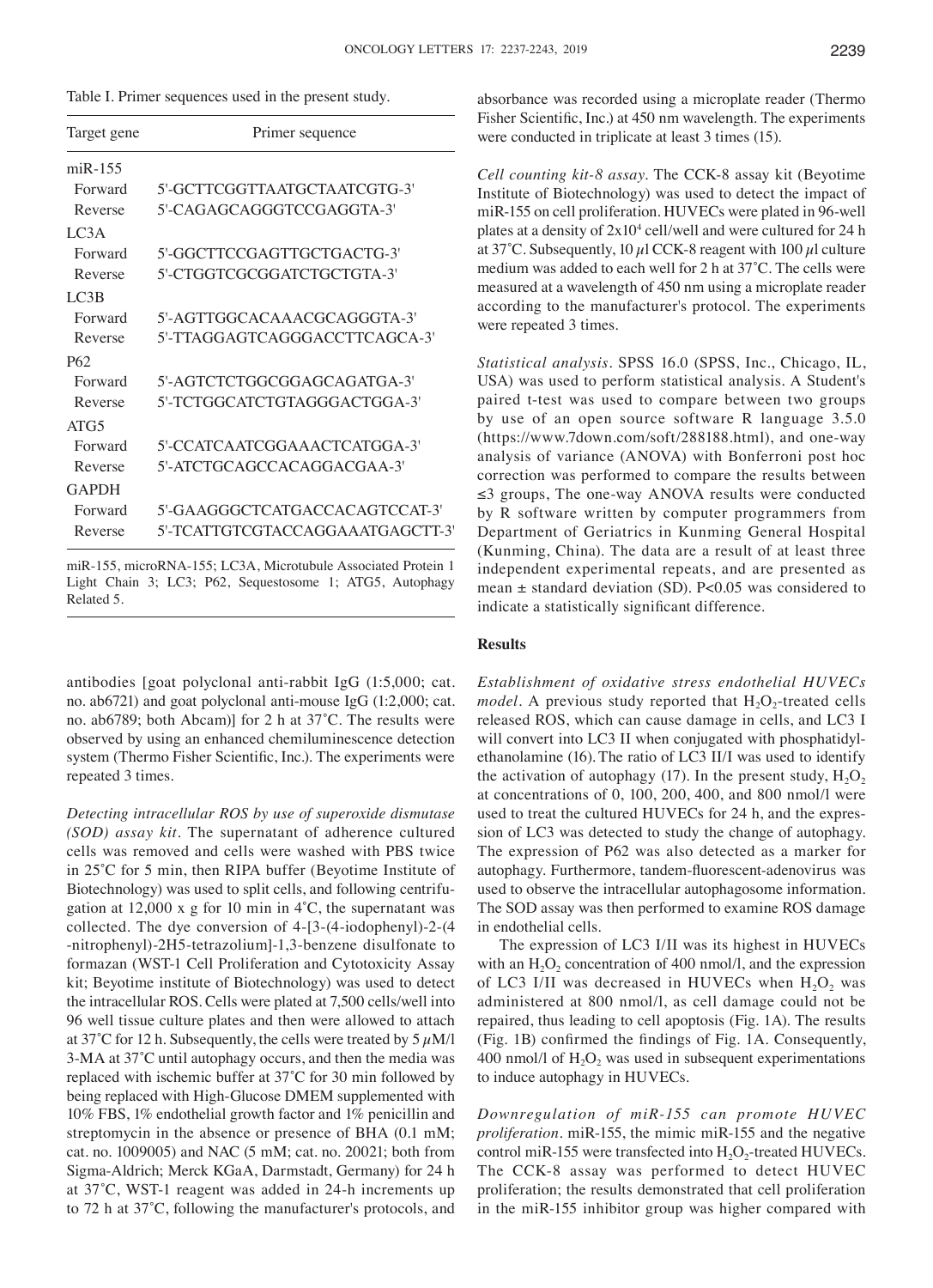Table I. Primer sequences used in the present study.

| Target gene | Primer sequence |
|---|---|
| miR-155 | |
| Forward | 5'-GCTTCGGTTAATGCTAATCGTG-3' |
| Reverse | 5'-CAGAGCAGGGTCCGAGGTA-3' |
| LC3A | |
| Forward | 5'-GGCTTCCGAGTTGCTGACTG-3' |
| Reverse | 5'-CTGGTCGCGGATCTGCTGTA-3' |
| LC3B | |
| Forward | 5'-AGTTGGCACAAACGCAGGGTA-3' |
| Reverse | 5'-TTAGGAGTCAGGGACCTTCAGCA-3' |
| P62 | |
| Forward | 5'-AGTCTCTGGCGGAGCAGATGA-3' |
| Reverse | 5'-TCTGGCATCTGTAGGGACTGGA-3' |
| ATG5 | |
| Forward | 5'-CCATCAATCGGAAACTCATGGA-3' |
| Reverse | 5'-ATCTGCAGCCACAGGACGAA-3' |
| GAPDH | |
| Forward | 5'-GAAGGGCTCATGACCACAGTCCAT-3' |
| Reverse | 5'-TCATTGTCGTACCAGGAAATGAGCTT-3' |

miR-155, microRNA-155; LC3A, Microtubule Associated Protein 1 Light Chain 3; LC3; P62, Sequestosome 1; ATG5, Autophagy Related 5.

antibodies [goat polyclonal anti-rabbit IgG (1:5,000; cat. no. ab6721) and goat polyclonal anti-mouse IgG (1:2,000; cat. no. ab6789; both Abcam)] for 2 h at 37˚C. The results were observed by using an enhanced chemiluminescence detection system (Thermo Fisher Scientific, Inc.). The experiments were repeated 3 times.

*Detecting intracellular ROS by use of superoxide dismutase (SOD) assay kit.* The supernatant of adherence cultured cells was removed and cells were washed with PBS twice in 25˚C for 5 min, then RIPA buffer (Beyotime Institute of Biotechnology) was used to split cells, and following centrifugation at 12,000 x g for 10 min in 4˚C, the supernatant was collected. The dye conversion of 4-[3-(4-iodophenyl)-2-(4 -nitrophenyl)-2H5-tetrazolium]-1,3-benzene disulfonate to formazan (WST-1 Cell Proliferation and Cytotoxicity Assay kit; Beyotime institute of Biotechnology) was used to detect the intracellular ROS. Cells were plated at 7,500 cells/well into 96 well tissue culture plates and then were allowed to attach at 37˚C for 12 h. Subsequently, the cells were treated by 5 $\mu$M/l 3-MA at 37˚C until autophagy occurs, and then the media was replaced with ischemic buffer at 37˚C for 30 min followed by being replaced with High-Glucose DMEM supplemented with 10% FBS, 1% endothelial growth factor and 1% penicillin and streptomycin in the absence or presence of BHA (0.1 mM; cat. no. 1009005) and NAC (5 mM; cat. no. 20021; both from Sigma-Aldrich; Merck KGaA, Darmstadt, Germany) for 24 h at 37˚C, WST-1 reagent was added in 24-h increments up to 72 h at 37˚C, following the manufacturer's protocols, and absorbance was recorded using a microplate reader (Thermo Fisher Scientific, Inc.) at 450 nm wavelength. The experiments were conducted in triplicate at least 3 times (15).

*Cell counting kit-8 assay.* The CCK-8 assay kit (Beyotime Institute of Biotechnology) was used to detect the impact of miR-155 on cell proliferation. HUVECs were plated in 96-well plates at a density of $2x10^4$ cell/well and were cultured for 24 h at 37˚C. Subsequently, 10 $\mu$l CCK-8 reagent with 100 $\mu$l culture medium was added to each well for 2 h at 37˚C. The cells were measured at a wavelength of 450 nm using a microplate reader according to the manufacturer's protocol. The experiments were repeated 3 times.

*Statistical analysis.* SPSS 16.0 (SPSS, Inc., Chicago, IL, USA) was used to perform statistical analysis. A Student's paired t-test was used to compare between two groups by use of an open source software R language 3.5.0 (https://www.7down.com/soft/288188.html), and one-way analysis of variance (ANOVA) with Bonferroni post hoc correction was performed to compare the results between ≤3 groups, The one-way ANOVA results were conducted by R software written by computer programmers from Department of Geriatrics in Kunming General Hospital (Kunming, China). The data are a result of at least three independent experimental repeats, and are presented as mean ± standard deviation (SD). P<0.05 was considered to indicate a statistically significant difference.

## Results

*Establishment of oxidative stress endothelial HUVECs model.* A previous study reported that $H_2O_2$-treated cells released ROS, which can cause damage in cells, and LC3 I will convert into LC3 II when conjugated with phosphatidylethanolamine (16). The ratio of LC3 II/I was used to identify the activation of autophagy (17). In the present study, $H_2O_2$ at concentrations of 0, 100, 200, 400, and 800 nmol/l were used to treat the cultured HUVECs for 24 h, and the expression of LC3 was detected to study the change of autophagy. The expression of P62 was also detected as a marker for autophagy. Furthermore, tandem-fluorescent-adenovirus was used to observe the intracellular autophagosome information. The SOD assay was then performed to examine ROS damage in endothelial cells.

The expression of LC3 I/II was its highest in HUVECs with an $H_2O_2$ concentration of 400 nmol/l, and the expression of LC3 I/II was decreased in HUVECs when $H_2O_2$ was administered at 800 nmol/l, as cell damage could not be repaired, thus leading to cell apoptosis (Fig. 1A). The results (Fig. 1B) confirmed the findings of Fig. 1A. Consequently, 400 nmol/l of $H_2O_2$ was used in subsequent experimentations to induce autophagy in HUVECs.

*Downregulation of miR-155 can promote HUVEC proliferation.* miR-155, the mimic miR-155 and the negative control miR-155 were transfected into $H_2O_2$-treated HUVECs. The CCK-8 assay was performed to detect HUVEC proliferation; the results demonstrated that cell proliferation in the miR-155 inhibitor group was higher compared with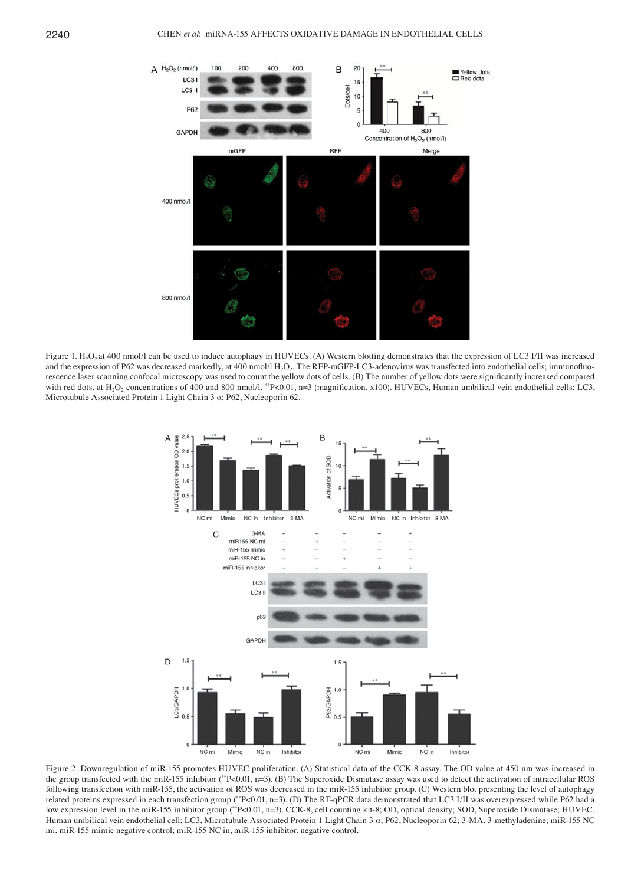Figure 1. $H_2O_2$ at 400 nmol/l can be used to induce autophagy in HUVECs. (A) Western blotting demonstrates that the expression of LC3 I/II was increased and the expression of P62 was decreased markedly, at 400 nmol/l $H_2O_2$. The RFP-mGFP-LC3-adenovirus was transfected into endothelial cells; immunofluorescence laser scanning confocal microscopy was used to count the yellow dots of cells. (B) The number of yellow dots were significantly increased compared with red dots, at $H_2O_2$ concentrations of 400 and 800 nmol/l. $^{**}P<0.01$, n=3 (magnification, x100). HUVECs, Human umbilical vein endothelial cells; LC3, Microtubule Associated Protein 1 Light Chain 3 α; P62, Nucleoporin 62.

Figure 2. Downregulation of miR-155 promotes HUVEC proliferation. (A) Statistical data of the CCK-8 assay. The OD value at 450 nm was increased in the group transfected with the miR-155 inhibitor ($^{**}P<0.01$, n=3). (B) The Superoxide Dismutase assay was used to detect the activation of intracellular ROS following transfection with miR-155, the activation of ROS was decreased in the miR-155 inhibitor group. (C) Western blot presenting the level of autophagy related proteins expressed in each transfection group ($^{**}P<0.01$, n=3). (D) The RT-qPCR data demonstrated that LC3 I/II was overexpressed while P62 had a low expression level in the miR-155 inhibitor group ($^{**}P<0.01$, n=3). CCK-8, cell counting kit-8; OD, optical density; SOD, Superoxide Dismutase; HUVEC, Human umbilical vein endothelial cell; LC3, Microtubule Associated Protein 1 Light Chain 3 α; P62, Nucleoporin 62; 3-MA, 3-methyladenine; miR-155 NC mi, miR-155 mimic negative control; miR-155 NC in, miR-155 inhibitor, negative control.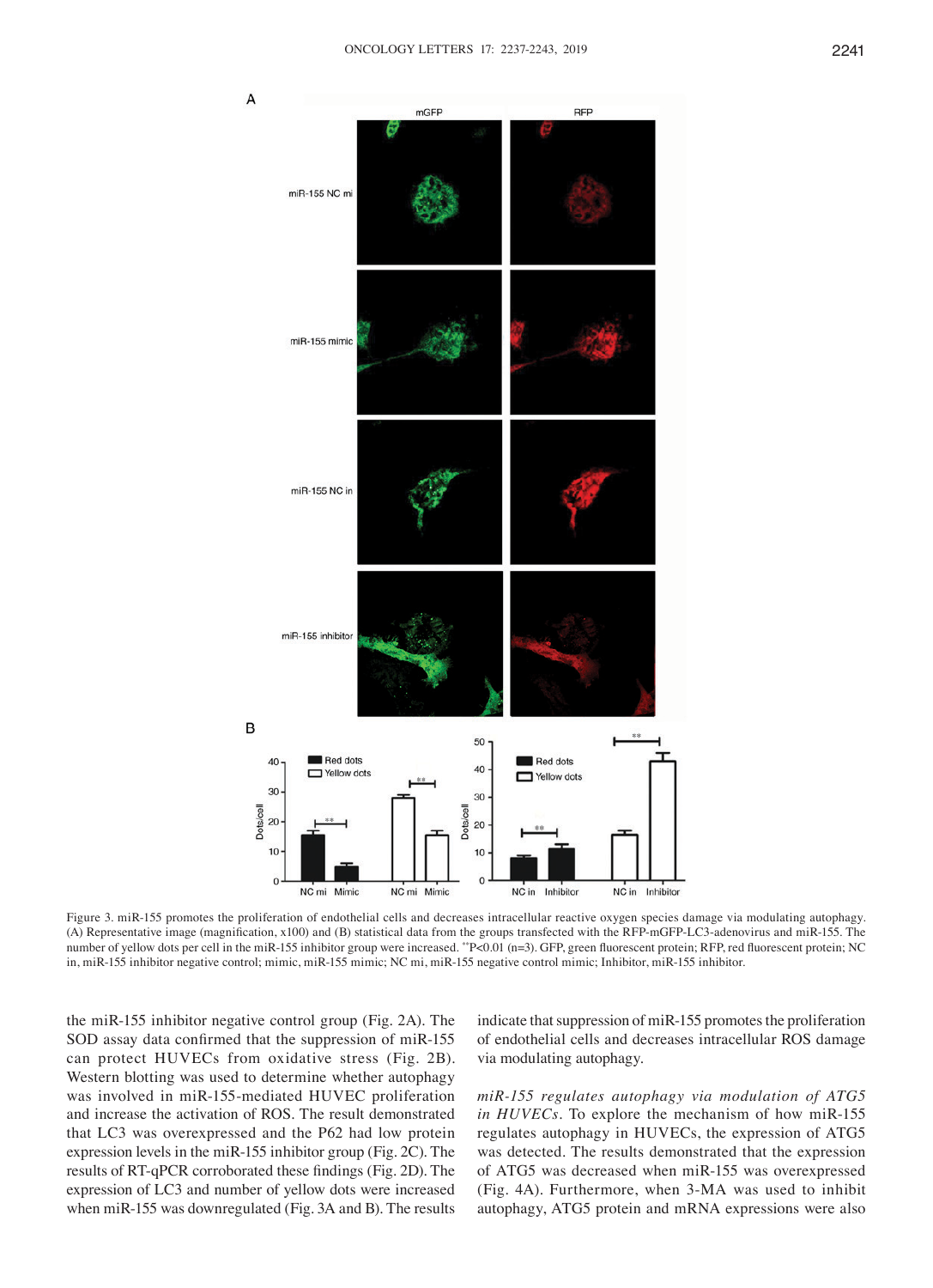Figure 3. miR-155 promotes the proliferation of endothelial cells and decreases intracellular reactive oxygen species damage via modulating autophagy. (A) Representative image (magnification, x100) and (B) statistical data from the groups transfected with the RFP-mGFP-LC3-adenovirus and miR-155. The number of yellow dots per cell in the miR-155 inhibitor group were increased. **P<0.01 (n=3). GFP, green fluorescent protein; RFP, red fluorescent protein; NC in, miR-155 inhibitor negative control; mimic, miR-155 mimic; NC mi, miR-155 negative control mimic; Inhibitor, miR-155 inhibitor.

the miR-155 inhibitor negative control group (Fig. 2A). The SOD assay data confirmed that the suppression of miR-155 can protect HUVECs from oxidative stress (Fig. 2B). Western blotting was used to determine whether autophagy was involved in miR-155-mediated HUVEC proliferation and increase the activation of ROS. The result demonstrated that LC3 was overexpressed and the P62 had low protein expression levels in the miR-155 inhibitor group (Fig. 2C). The results of RT-qPCR corroborated these findings (Fig. 2D). The expression of LC3 and number of yellow dots were increased when miR-155 was downregulated (Fig. 3A and B). The results indicate that suppression of miR-155 promotes the proliferation of endothelial cells and decreases intracellular ROS damage via modulating autophagy.

*miR-155 regulates autophagy via modulation of ATG5 in HUVECs*. To explore the mechanism of how miR-155 regulates autophagy in HUVECs, the expression of ATG5 was detected. The results demonstrated that the expression of ATG5 was decreased when miR-155 was overexpressed (Fig. 4A). Furthermore, when 3-MA was used to inhibit autophagy, ATG5 protein and mRNA expressions were also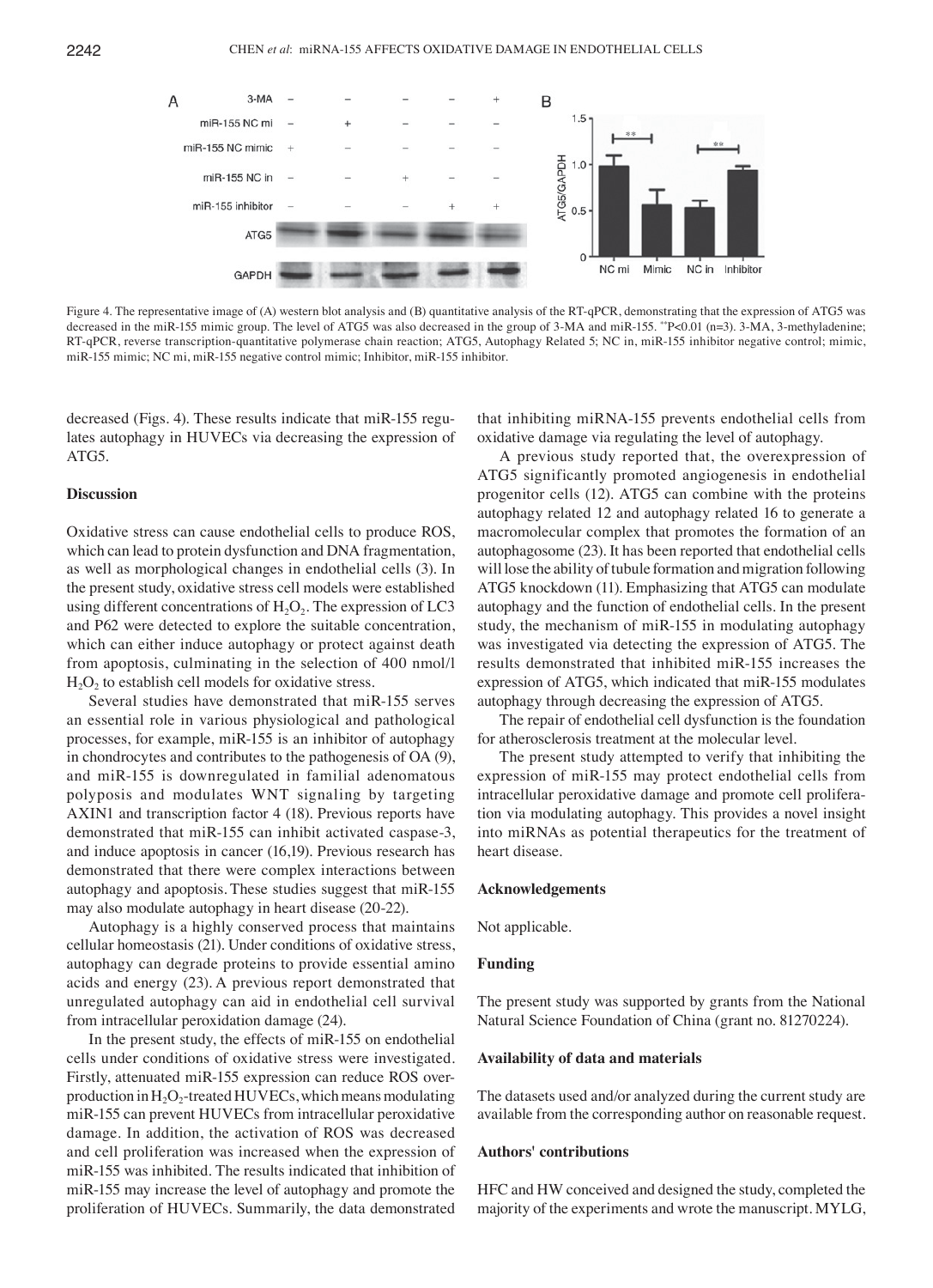Figure 4. The representative image of (A) western blot analysis and (B) quantitative analysis of the RT-qPCR, demonstrating that the expression of ATG5 was decreased in the miR-155 mimic group. The level of ATG5 was also decreased in the group of 3-MA and miR-155. **P<0.01 (n=3). 3-MA, 3-methyladenine; RT-qPCR, reverse transcription-quantitative polymerase chain reaction; ATG5, Autophagy Related 5; NC in, miR-155 inhibitor negative control; mimic, miR-155 mimic; NC mi, miR-155 negative control mimic; Inhibitor, miR-155 inhibitor.

decreased (Figs. 4). These results indicate that miR-155 regulates autophagy in HUVECs via decreasing the expression of ATG5.

## Discussion

Oxidative stress can cause endothelial cells to produce ROS, which can lead to protein dysfunction and DNA fragmentation, as well as morphological changes in endothelial cells (3). In the present study, oxidative stress cell models were established using different concentrations of $H_2O_2$. The expression of LC3 and P62 were detected to explore the suitable concentration, which can either induce autophagy or protect against death from apoptosis, culminating in the selection of 400 nmol/l $H_2O_2$ to establish cell models for oxidative stress.

Several studies have demonstrated that miR-155 serves an essential role in various physiological and pathological processes, for example, miR-155 is an inhibitor of autophagy in chondrocytes and contributes to the pathogenesis of OA (9), and miR-155 is downregulated in familial adenomatous polyposis and modulates WNT signaling by targeting AXIN1 and transcription factor 4 (18). Previous reports have demonstrated that miR-155 can inhibit activated caspase-3, and induce apoptosis in cancer (16,19). Previous research has demonstrated that there were complex interactions between autophagy and apoptosis. These studies suggest that miR-155 may also modulate autophagy in heart disease (20-22).

Autophagy is a highly conserved process that maintains cellular homeostasis (21). Under conditions of oxidative stress, autophagy can degrade proteins to provide essential amino acids and energy (23). A previous report demonstrated that unregulated autophagy can aid in endothelial cell survival from intracellular peroxidation damage (24).

In the present study, the effects of miR-155 on endothelial cells under conditions of oxidative stress were investigated. Firstly, attenuated miR-155 expression can reduce ROS overproduction in $H_2O_2$-treated HUVECs, which means modulating miR-155 can prevent HUVECs from intracellular peroxidative damage. In addition, the activation of ROS was decreased and cell proliferation was increased when the expression of miR-155 was inhibited. The results indicated that inhibition of miR-155 may increase the level of autophagy and promote the proliferation of HUVECs. Summarily, the data demonstrated that inhibiting miRNA-155 prevents endothelial cells from oxidative damage via regulating the level of autophagy.

A previous study reported that, the overexpression of ATG5 significantly promoted angiogenesis in endothelial progenitor cells (12). ATG5 can combine with the proteins autophagy related 12 and autophagy related 16 to generate a macromolecular complex that promotes the formation of an autophagosome (23). It has been reported that endothelial cells will lose the ability of tubule formation and migration following ATG5 knockdown (11). Emphasizing that ATG5 can modulate autophagy and the function of endothelial cells. In the present study, the mechanism of miR-155 in modulating autophagy was investigated via detecting the expression of ATG5. The results demonstrated that inhibited miR-155 increases the expression of ATG5, which indicated that miR-155 modulates autophagy through decreasing the expression of ATG5.

The repair of endothelial cell dysfunction is the foundation for atherosclerosis treatment at the molecular level.

The present study attempted to verify that inhibiting the expression of miR-155 may protect endothelial cells from intracellular peroxidative damage and promote cell proliferation via modulating autophagy. This provides a novel insight into miRNAs as potential therapeutics for the treatment of heart disease.

## Acknowledgements

Not applicable.

## Funding

The present study was supported by grants from the National Natural Science Foundation of China (grant no. 81270224).

## Availability of data and materials

The datasets used and/or analyzed during the current study are available from the corresponding author on reasonable request.

## Authors' contributions

HFC and HW conceived and designed the study, completed the majority of the experiments and wrote the manuscript. MYLG,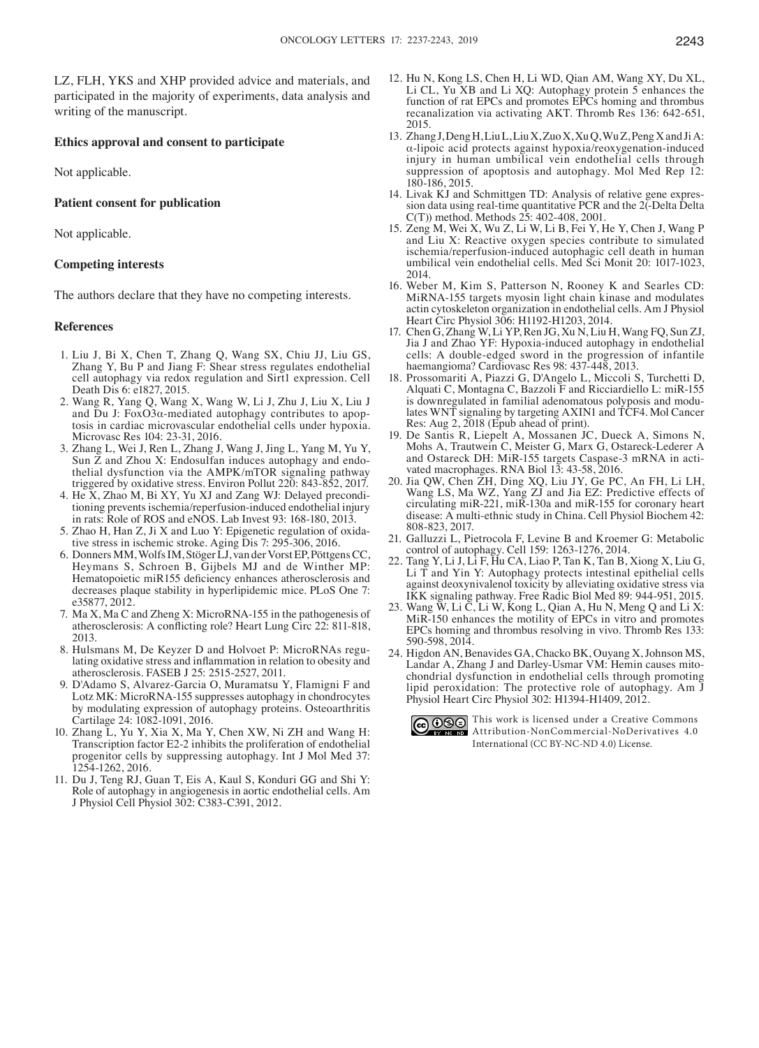LZ, FLH, YKS and XHP provided advice and materials, and participated in the majority of experiments, data analysis and writing of the manuscript.

## Ethics approval and consent to participate

Not applicable.

## Patient consent for publication

Not applicable.

## Competing interests

The authors declare that they have no competing interests.

## References

1. Liu J, Bi X, Chen T, Zhang Q, Wang SX, Chiu JJ, Liu GS, Zhang Y, Bu P and Jiang F: Shear stress regulates endothelial cell autophagy via redox regulation and Sirt1 expression. Cell Death Dis 6: e1827, 2015.
2. Wang R, Yang Q, Wang X, Wang W, Li J, Zhu J, Liu X, Liu J and Du J: FoxO3α-mediated autophagy contributes to apoptosis in cardiac microvascular endothelial cells under hypoxia. Microvasc Res 104: 23-31, 2016.
3. Zhang L, Wei J, Ren L, Zhang J, Wang J, Jing L, Yang M, Yu Y, Sun Z and Zhou X: Endosulfan induces autophagy and endothelial dysfunction via the AMPK/mTOR signaling pathway triggered by oxidative stress. Environ Pollut 220: 843-852, 2017.
4. He X, Zhao M, Bi XY, Yu XJ and Zang WJ: Delayed preconditioning prevents ischemia/reperfusion-induced endothelial injury in rats: Role of ROS and eNOS. Lab Invest 93: 168-180, 2013.
5. Zhao H, Han Z, Ji X and Luo Y: Epigenetic regulation of oxidative stress in ischemic stroke. Aging Dis 7: 295-306, 2016.
6. Donners MM, Wolfs IM, Stöger LJ, van der Vorst EP, Pöttgens CC, Heymans S, Schroen B, Gijbels MJ and de Winther MP: Hematopoietic miR155 deficiency enhances atherosclerosis and decreases plaque stability in hyperlipidemic mice. PLoS One 7: e35877, 2012.
7. Ma X, Ma C and Zheng X: MicroRNA-155 in the pathogenesis of atherosclerosis: A conflicting role? Heart Lung Circ 22: 811-818, 2013.
8. Hulsmans M, De Keyzer D and Holvoet P: MicroRNAs regulating oxidative stress and inflammation in relation to obesity and atherosclerosis. FASEB J 25: 2515-2527, 2011.
9. D'Adamo S, Alvarez-Garcia O, Muramatsu Y, Flamigni F and Lotz MK: MicroRNA-155 suppresses autophagy in chondrocytes by modulating expression of autophagy proteins. Osteoarthritis Cartilage 24: 1082-1091, 2016.
10. Zhang L, Yu Y, Xia X, Ma Y, Chen XW, Ni ZH and Wang H: Transcription factor E2-2 inhibits the proliferation of endothelial progenitor cells by suppressing autophagy. Int J Mol Med 37: 1254-1262, 2016.
11. Du J, Teng RJ, Guan T, Eis A, Kaul S, Konduri GG and Shi Y: Role of autophagy in angiogenesis in aortic endothelial cells. Am J Physiol Cell Physiol 302: C383-C391, 2012.
12. Hu N, Kong LS, Chen H, Li WD, Qian AM, Wang XY, Du XL, Li CL, Yu XB and Li XQ: Autophagy protein 5 enhances the function of rat EPCs and promotes EPCs homing and thrombus recanalization via activating AKT. Thromb Res 136: 642-651, 2015.
13. Zhang J, Deng H, Liu L, Liu X, Zuo X, Xu Q, Wu Z, Peng X and Ji A: α-lipoic acid protects against hypoxia/reoxygenation-induced injury in human umbilical vein endothelial cells through suppression of apoptosis and autophagy. Mol Med Rep 12: 180-186, 2015.
14. Livak KJ and Schmittgen TD: Analysis of relative gene expression data using real-time quantitative PCR and the 2(-Delta Delta C(T)) method. Methods 25: 402-408, 2001.
15. Zeng M, Wei X, Wu Z, Li W, Li B, Fei Y, He Y, Chen J, Wang P and Liu X: Reactive oxygen species contribute to simulated ischemia/reperfusion-induced autophagic cell death in human umbilical vein endothelial cells. Med Sci Monit 20: 1017-1023, 2014.
16. Weber M, Kim S, Patterson N, Rooney K and Searles CD: MiRNA-155 targets myosin light chain kinase and modulates actin cytoskeleton organization in endothelial cells. Am J Physiol Heart Circ Physiol 306: H1192-H1203, 2014.
17. Chen G, Zhang W, Li YP, Ren JG, Xu N, Liu H, Wang FQ, Sun ZJ, Jia J and Zhao YF: Hypoxia-induced autophagy in endothelial cells: A double-edged sword in the progression of infantile haemangioma? Cardiovasc Res 98: 437-448, 2013.
18. Prossomariti A, Piazzi G, D'Angelo L, Miccoli S, Turchetti D, Alquati C, Montagna C, Bazzoli F and Ricciardiello L: miR-155 is downregulated in familial adenomatous polyposis and modulates WNT signaling by targeting AXIN1 and TCF4. Mol Cancer Res: Aug 2, 2018 (Epub ahead of print).
19. De Santis R, Liepelt A, Mossanen JC, Dueck A, Simons N, Mohs A, Trautwein C, Meister G, Marx G, Ostareck-Lederer A and Ostareck DH: MiR-155 targets Caspase-3 mRNA in activated macrophages. RNA Biol 13: 43-58, 2016.
20. Jia QW, Chen ZH, Ding XQ, Liu JY, Ge PC, An FH, Li LH, Wang LS, Ma WZ, Yang ZJ and Jia EZ: Predictive effects of circulating miR-221, miR-130a and miR-155 for coronary heart disease: A multi-ethnic study in China. Cell Physiol Biochem 42: 808-823, 2017.
21. Galluzzi L, Pietrocola F, Levine B and Kroemer G: Metabolic control of autophagy. Cell 159: 1263-1276, 2014.
22. Tang Y, Li J, Li F, Hu CA, Liao P, Tan K, Tan B, Xiong X, Liu G, Li T and Yin Y: Autophagy protects intestinal epithelial cells against deoxynivalenol toxicity by alleviating oxidative stress via IKK signaling pathway. Free Radic Biol Med 89: 944-951, 2015.
23. Wang W, Li C, Li W, Kong L, Qian A, Hu N, Meng Q and Li X: MiR-150 enhances the motility of EPCs in vitro and promotes EPCs homing and thrombus resolving in vivo. Thromb Res 133: 590-598, 2014.
24. Higdon AN, Benavides GA, Chacko BK, Ouyang X, Johnson MS, Landar A, Zhang J and Darley-Usmar VM: Hemin causes mitochondrial dysfunction in endothelial cells through promoting lipid peroxidation: The protective role of autophagy. Am J Physiol Heart Circ Physiol 302: H1394-H1409, 2012.

This work is licensed under a Creative Commons Attribution-NonCommercial-NoDerivatives 4.0 International (CC BY-NC-ND 4.0) License.